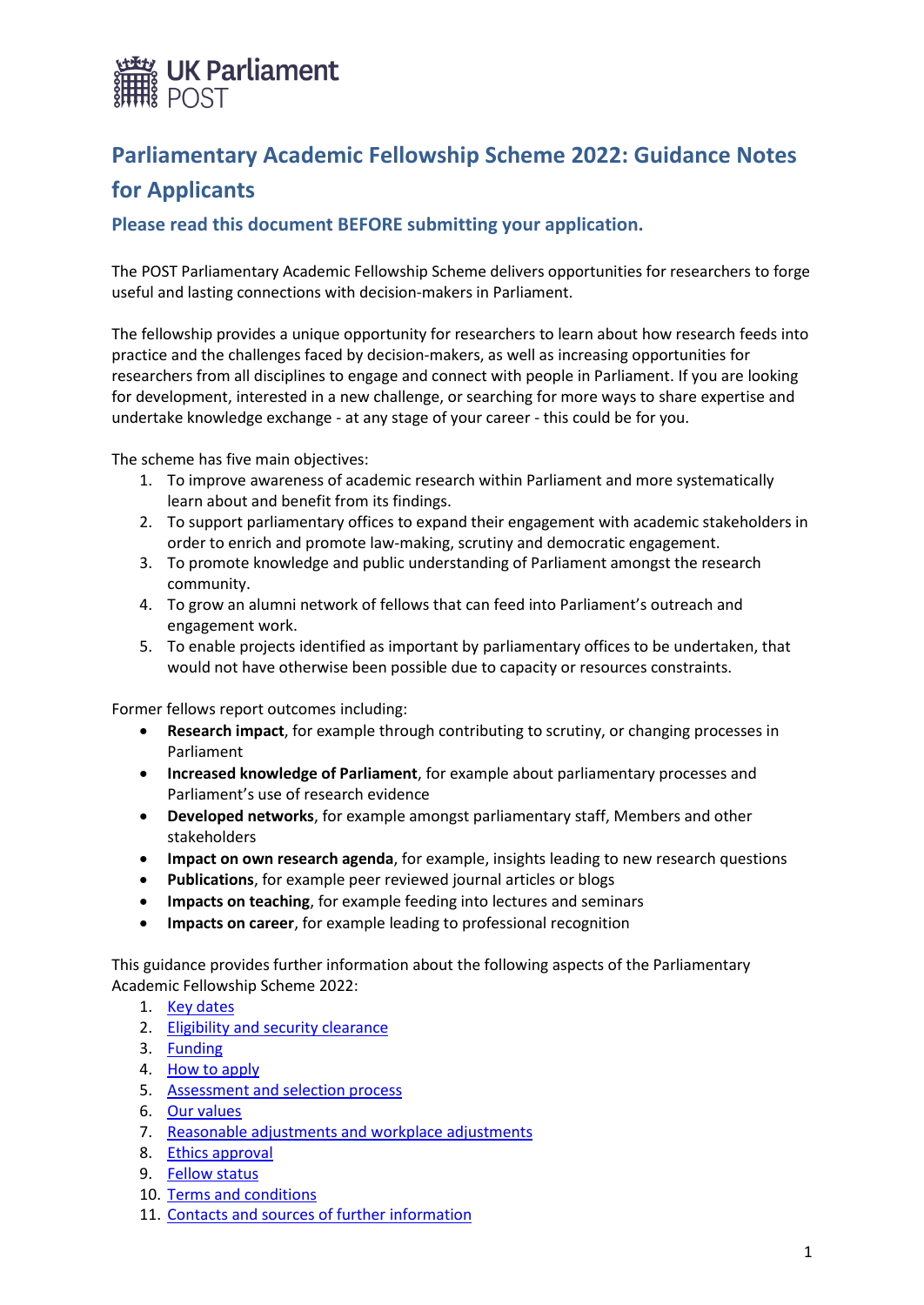UK Parliament
POST

# Parliamentary Academic Fellowship Scheme 2022: Guidance Notes for Applicants

## Please read this document BEFORE submitting your application.

The POST Parliamentary Academic Fellowship Scheme delivers opportunities for researchers to forge useful and lasting connections with decision-makers in Parliament.

The fellowship provides a unique opportunity for researchers to learn about how research feeds into practice and the challenges faced by decision-makers, as well as increasing opportunities for researchers from all disciplines to engage and connect with people in Parliament. If you are looking for development, interested in a new challenge, or searching for more ways to share expertise and undertake knowledge exchange - at any stage of your career - this could be for you.

The scheme has five main objectives:

1. To improve awareness of academic research within Parliament and more systematically learn about and benefit from its findings.
2. To support parliamentary offices to expand their engagement with academic stakeholders in order to enrich and promote law-making, scrutiny and democratic engagement.
3. To promote knowledge and public understanding of Parliament amongst the research community.
4. To grow an alumni network of fellows that can feed into Parliament's outreach and engagement work.
5. To enable projects identified as important by parliamentary offices to be undertaken, that would not have otherwise been possible due to capacity or resources constraints.

Former fellows report outcomes including:

- **Research impact**, for example through contributing to scrutiny, or changing processes in Parliament
- **Increased knowledge of Parliament**, for example about parliamentary processes and Parliament's use of research evidence
- **Developed networks**, for example amongst parliamentary staff, Members and other stakeholders
- **Impact on own research agenda**, for example, insights leading to new research questions
- **Publications**, for example peer reviewed journal articles or blogs
- **Impacts on teaching**, for example feeding into lectures and seminars
- **Impacts on career**, for example leading to professional recognition

This guidance provides further information about the following aspects of the Parliamentary Academic Fellowship Scheme 2022:

1. Key dates
2. Eligibility and security clearance
3. Funding
4. How to apply
5. Assessment and selection process
6. Our values
7. Reasonable adjustments and workplace adjustments
8. Ethics approval
9. Fellow status
10. Terms and conditions
11. Contacts and sources of further information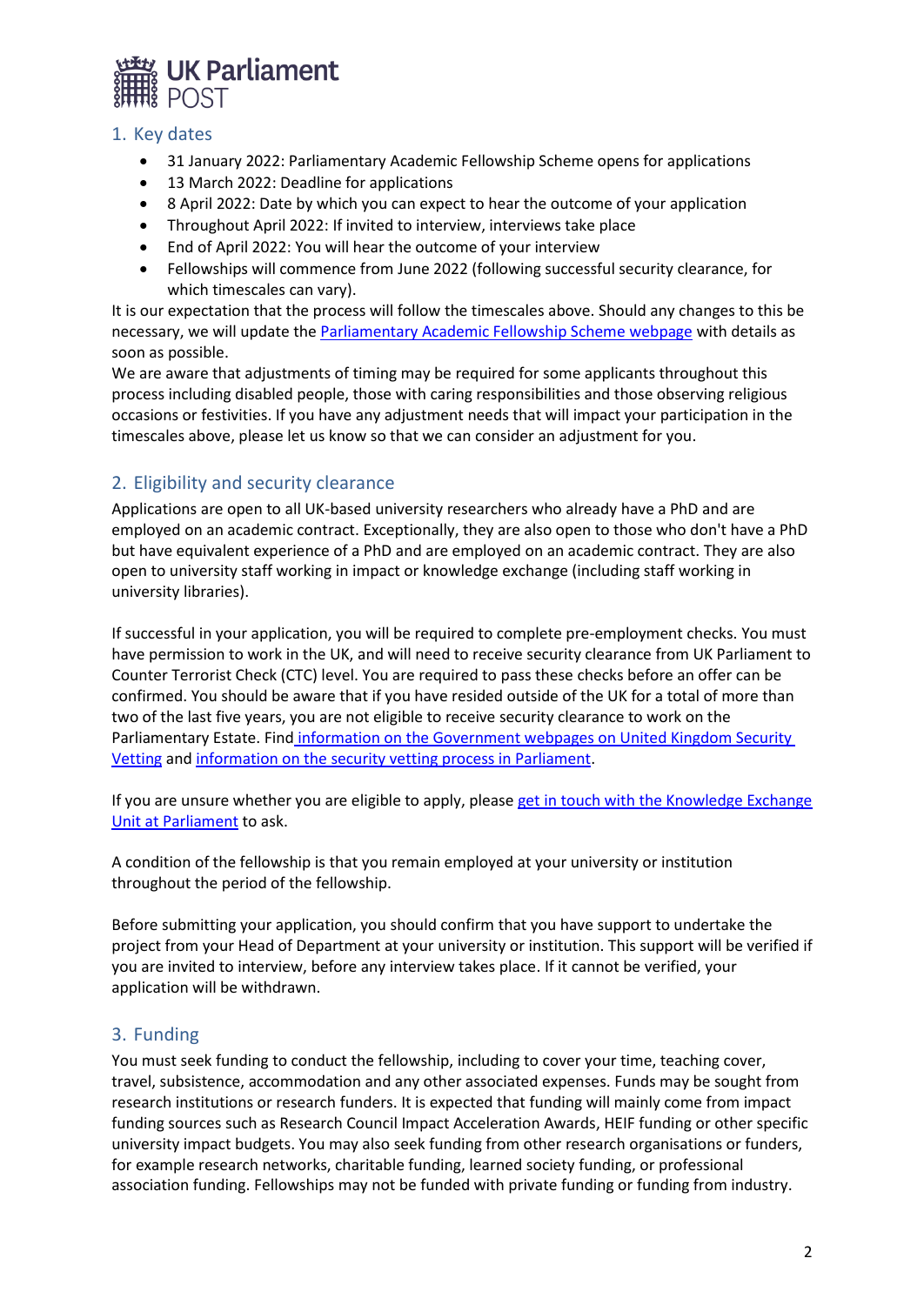## 1. Key dates

- 31 January 2022: Parliamentary Academic Fellowship Scheme opens for applications
- 13 March 2022: Deadline for applications
- 8 April 2022: Date by which you can expect to hear the outcome of your application
- Throughout April 2022: If invited to interview, interviews take place
- End of April 2022: You will hear the outcome of your interview
- Fellowships will commence from June 2022 (following successful security clearance, for which timescales can vary).

It is our expectation that the process will follow the timescales above. Should any changes to this be necessary, we will update the [Parliamentary Academic Fellowship Scheme webpage] with details as soon as possible.

We are aware that adjustments of timing may be required for some applicants throughout this process including disabled people, those with caring responsibilities and those observing religious occasions or festivities. If you have any adjustment needs that will impact your participation in the timescales above, please let us know so that we can consider an adjustment for you.

## 2. Eligibility and security clearance

Applications are open to all UK-based university researchers who already have a PhD and are employed on an academic contract. Exceptionally, they are also open to those who don't have a PhD but have equivalent experience of a PhD and are employed on an academic contract. They are also open to university staff working in impact or knowledge exchange (including staff working in university libraries).

If successful in your application, you will be required to complete pre-employment checks. You must have permission to work in the UK, and will need to receive security clearance from UK Parliament to Counter Terrorist Check (CTC) level. You are required to pass these checks before an offer can be confirmed. You should be aware that if you have resided outside of the UK for a total of more than two of the last five years, you are not eligible to receive security clearance to work on the Parliamentary Estate. Find [information on the Government webpages on United Kingdom Security Vetting] and [information on the security vetting process in Parliament].

If you are unsure whether you are eligible to apply, please [get in touch with the Knowledge Exchange Unit at Parliament] to ask.

A condition of the fellowship is that you remain employed at your university or institution throughout the period of the fellowship.

Before submitting your application, you should confirm that you have support to undertake the project from your Head of Department at your university or institution. This support will be verified if you are invited to interview, before any interview takes place. If it cannot be verified, your application will be withdrawn.

## 3. Funding

You must seek funding to conduct the fellowship, including to cover your time, teaching cover, travel, subsistence, accommodation and any other associated expenses. Funds may be sought from research institutions or research funders. It is expected that funding will mainly come from impact funding sources such as Research Council Impact Acceleration Awards, HEIF funding or other specific university impact budgets. You may also seek funding from other research organisations or funders, for example research networks, charitable funding, learned society funding, or professional association funding. Fellowships may not be funded with private funding or funding from industry.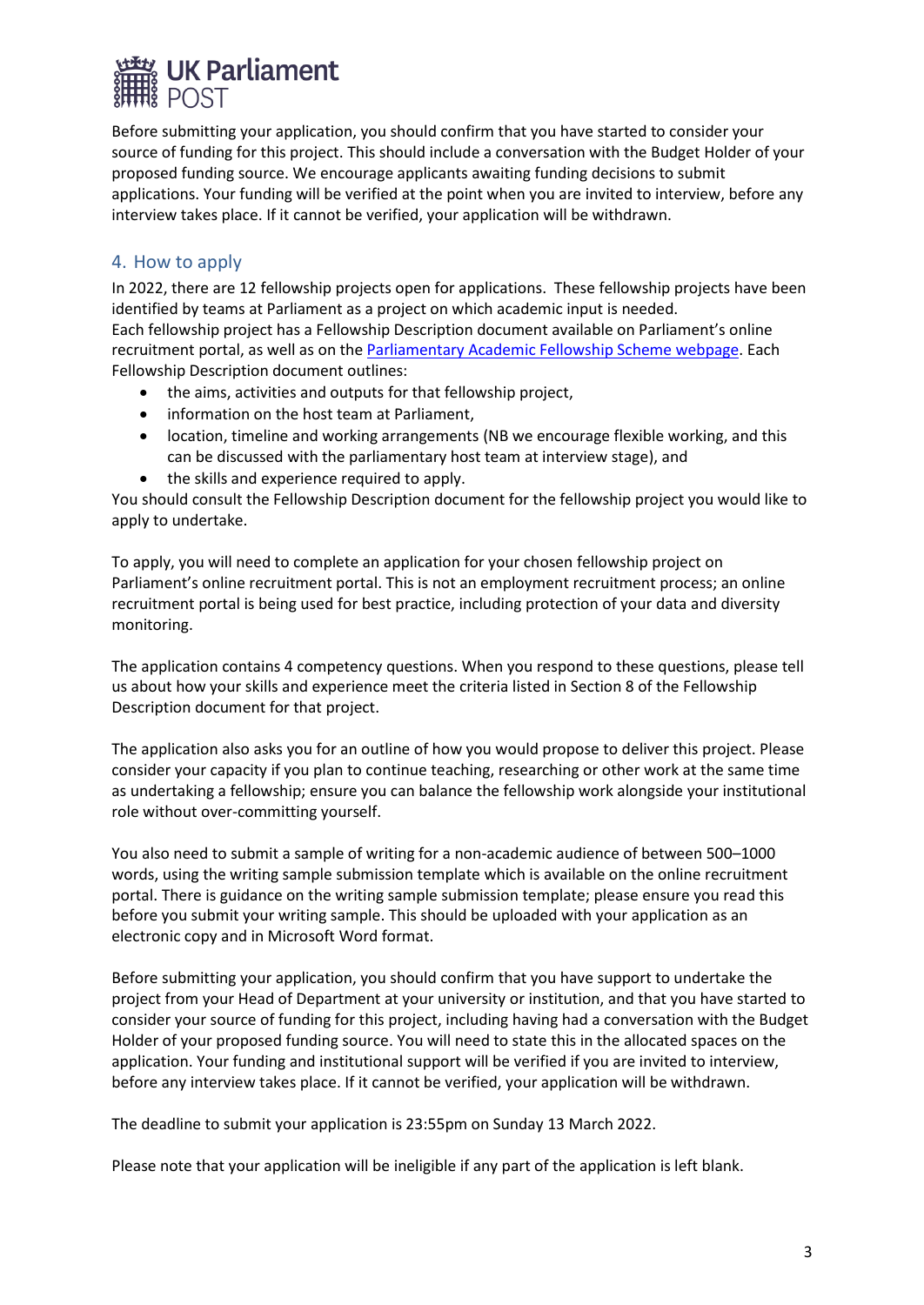Before submitting your application, you should confirm that you have started to consider your source of funding for this project. This should include a conversation with the Budget Holder of your proposed funding source. We encourage applicants awaiting funding decisions to submit applications. Your funding will be verified at the point when you are invited to interview, before any interview takes place. If it cannot be verified, your application will be withdrawn.

## 4. How to apply

In 2022, there are 12 fellowship projects open for applications. These fellowship projects have been identified by teams at Parliament as a project on which academic input is needed.
Each fellowship project has a Fellowship Description document available on Parliament's online recruitment portal, as well as on the [Parliamentary Academic Fellowship Scheme webpage](). Each Fellowship Description document outlines:

- the aims, activities and outputs for that fellowship project,
- information on the host team at Parliament,
- location, timeline and working arrangements (NB we encourage flexible working, and this can be discussed with the parliamentary host team at interview stage), and
- the skills and experience required to apply.

You should consult the Fellowship Description document for the fellowship project you would like to apply to undertake.

To apply, you will need to complete an application for your chosen fellowship project on Parliament's online recruitment portal. This is not an employment recruitment process; an online recruitment portal is being used for best practice, including protection of your data and diversity monitoring.

The application contains 4 competency questions. When you respond to these questions, please tell us about how your skills and experience meet the criteria listed in Section 8 of the Fellowship Description document for that project.

The application also asks you for an outline of how you would propose to deliver this project. Please consider your capacity if you plan to continue teaching, researching or other work at the same time as undertaking a fellowship; ensure you can balance the fellowship work alongside your institutional role without over-committing yourself.

You also need to submit a sample of writing for a non-academic audience of between 500–1000 words, using the writing sample submission template which is available on the online recruitment portal. There is guidance on the writing sample submission template; please ensure you read this before you submit your writing sample. This should be uploaded with your application as an electronic copy and in Microsoft Word format.

Before submitting your application, you should confirm that you have support to undertake the project from your Head of Department at your university or institution, and that you have started to consider your source of funding for this project, including having had a conversation with the Budget Holder of your proposed funding source. You will need to state this in the allocated spaces on the application. Your funding and institutional support will be verified if you are invited to interview, before any interview takes place. If it cannot be verified, your application will be withdrawn.

The deadline to submit your application is 23:55pm on Sunday 13 March 2022.

Please note that your application will be ineligible if any part of the application is left blank.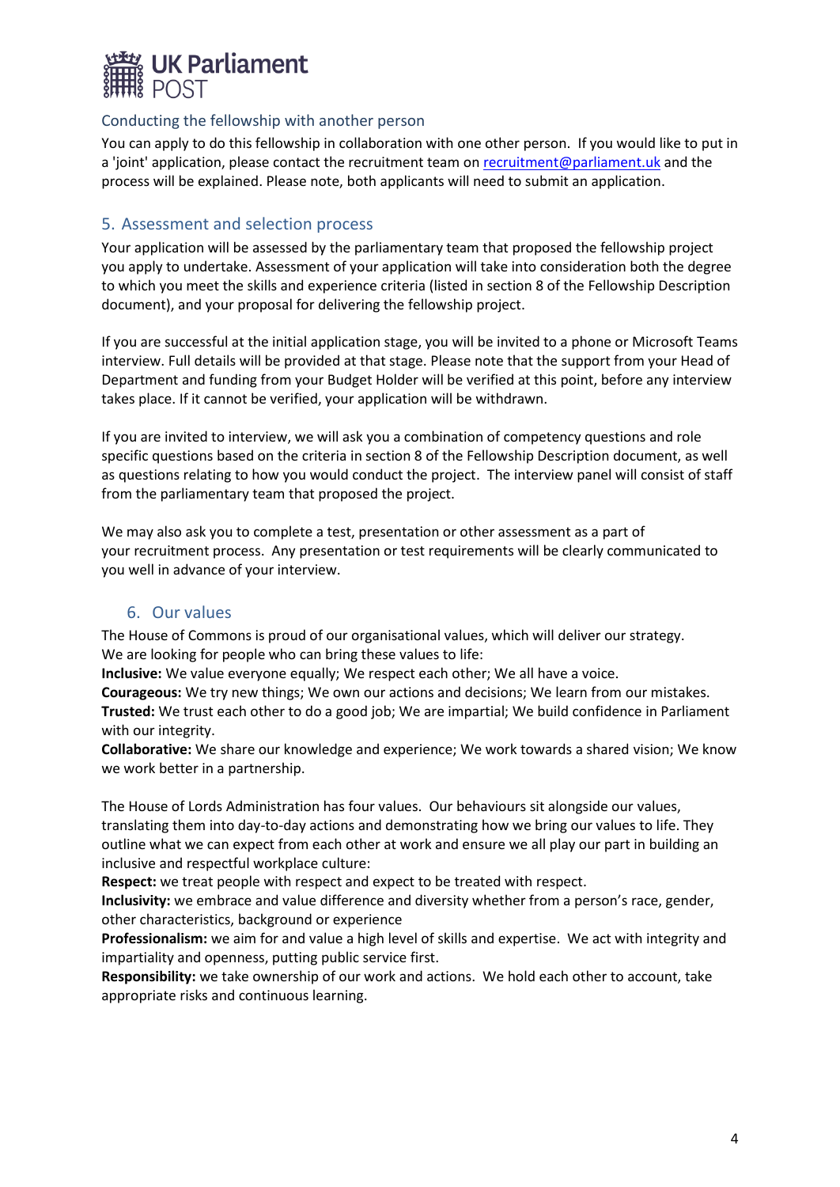### Conducting the fellowship with another person

You can apply to do this fellowship in collaboration with one other person. If you would like to put in a 'joint' application, please contact the recruitment team on recruitment@parliament.uk and the process will be explained. Please note, both applicants will need to submit an application.

## 5. Assessment and selection process

Your application will be assessed by the parliamentary team that proposed the fellowship project you apply to undertake. Assessment of your application will take into consideration both the degree to which you meet the skills and experience criteria (listed in section 8 of the Fellowship Description document), and your proposal for delivering the fellowship project.

If you are successful at the initial application stage, you will be invited to a phone or Microsoft Teams interview. Full details will be provided at that stage. Please note that the support from your Head of Department and funding from your Budget Holder will be verified at this point, before any interview takes place. If it cannot be verified, your application will be withdrawn.

If you are invited to interview, we will ask you a combination of competency questions and role specific questions based on the criteria in section 8 of the Fellowship Description document, as well as questions relating to how you would conduct the project. The interview panel will consist of staff from the parliamentary team that proposed the project.

We may also ask you to complete a test, presentation or other assessment as a part of your recruitment process. Any presentation or test requirements will be clearly communicated to you well in advance of your interview.

## 6. Our values

The House of Commons is proud of our organisational values, which will deliver our strategy. We are looking for people who can bring these values to life:

**Inclusive:** We value everyone equally; We respect each other; We all have a voice.
**Courageous:** We try new things; We own our actions and decisions; We learn from our mistakes.
**Trusted:** We trust each other to do a good job; We are impartial; We build confidence in Parliament with our integrity.
**Collaborative:** We share our knowledge and experience; We work towards a shared vision; We know we work better in a partnership.

The House of Lords Administration has four values. Our behaviours sit alongside our values, translating them into day-to-day actions and demonstrating how we bring our values to life. They outline what we can expect from each other at work and ensure we all play our part in building an inclusive and respectful workplace culture:

**Respect:** we treat people with respect and expect to be treated with respect.
**Inclusivity:** we embrace and value difference and diversity whether from a person's race, gender, other characteristics, background or experience
**Professionalism:** we aim for and value a high level of skills and expertise. We act with integrity and impartiality and openness, putting public service first.
**Responsibility:** we take ownership of our work and actions. We hold each other to account, take appropriate risks and continuous learning.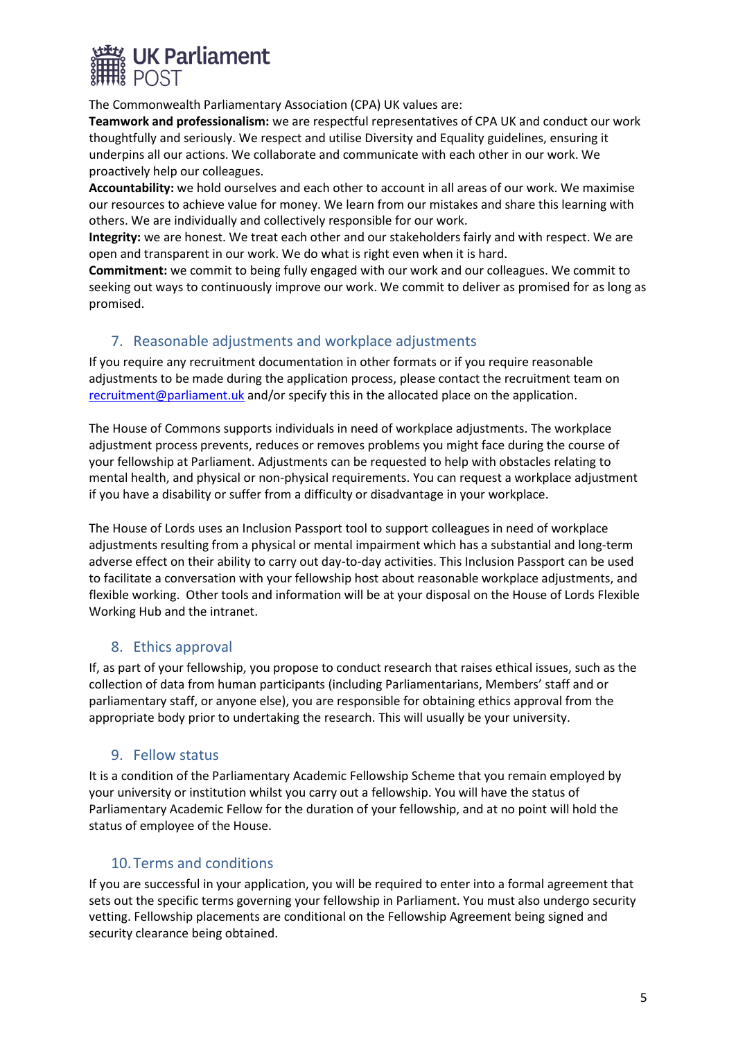The Commonwealth Parliamentary Association (CPA) UK values are:

**Teamwork and professionalism:** we are respectful representatives of CPA UK and conduct our work thoughtfully and seriously. We respect and utilise Diversity and Equality guidelines, ensuring it underpins all our actions. We collaborate and communicate with each other in our work. We proactively help our colleagues.

**Accountability:** we hold ourselves and each other to account in all areas of our work. We maximise our resources to achieve value for money. We learn from our mistakes and share this learning with others. We are individually and collectively responsible for our work.

**Integrity:** we are honest. We treat each other and our stakeholders fairly and with respect. We are open and transparent in our work. We do what is right even when it is hard.

**Commitment:** we commit to being fully engaged with our work and our colleagues. We commit to seeking out ways to continuously improve our work. We commit to deliver as promised for as long as promised.

## 7. Reasonable adjustments and workplace adjustments

If you require any recruitment documentation in other formats or if you require reasonable adjustments to be made during the application process, please contact the recruitment team on recruitment@parliament.uk and/or specify this in the allocated place on the application.

The House of Commons supports individuals in need of workplace adjustments. The workplace adjustment process prevents, reduces or removes problems you might face during the course of your fellowship at Parliament. Adjustments can be requested to help with obstacles relating to mental health, and physical or non-physical requirements. You can request a workplace adjustment if you have a disability or suffer from a difficulty or disadvantage in your workplace.

The House of Lords uses an Inclusion Passport tool to support colleagues in need of workplace adjustments resulting from a physical or mental impairment which has a substantial and long-term adverse effect on their ability to carry out day-to-day activities. This Inclusion Passport can be used to facilitate a conversation with your fellowship host about reasonable workplace adjustments, and flexible working. Other tools and information will be at your disposal on the House of Lords Flexible Working Hub and the intranet.

## 8. Ethics approval

If, as part of your fellowship, you propose to conduct research that raises ethical issues, such as the collection of data from human participants (including Parliamentarians, Members' staff and or parliamentary staff, or anyone else), you are responsible for obtaining ethics approval from the appropriate body prior to undertaking the research. This will usually be your university.

## 9. Fellow status

It is a condition of the Parliamentary Academic Fellowship Scheme that you remain employed by your university or institution whilst you carry out a fellowship. You will have the status of Parliamentary Academic Fellow for the duration of your fellowship, and at no point will hold the status of employee of the House.

## 10. Terms and conditions

If you are successful in your application, you will be required to enter into a formal agreement that sets out the specific terms governing your fellowship in Parliament. You must also undergo security vetting. Fellowship placements are conditional on the Fellowship Agreement being signed and security clearance being obtained.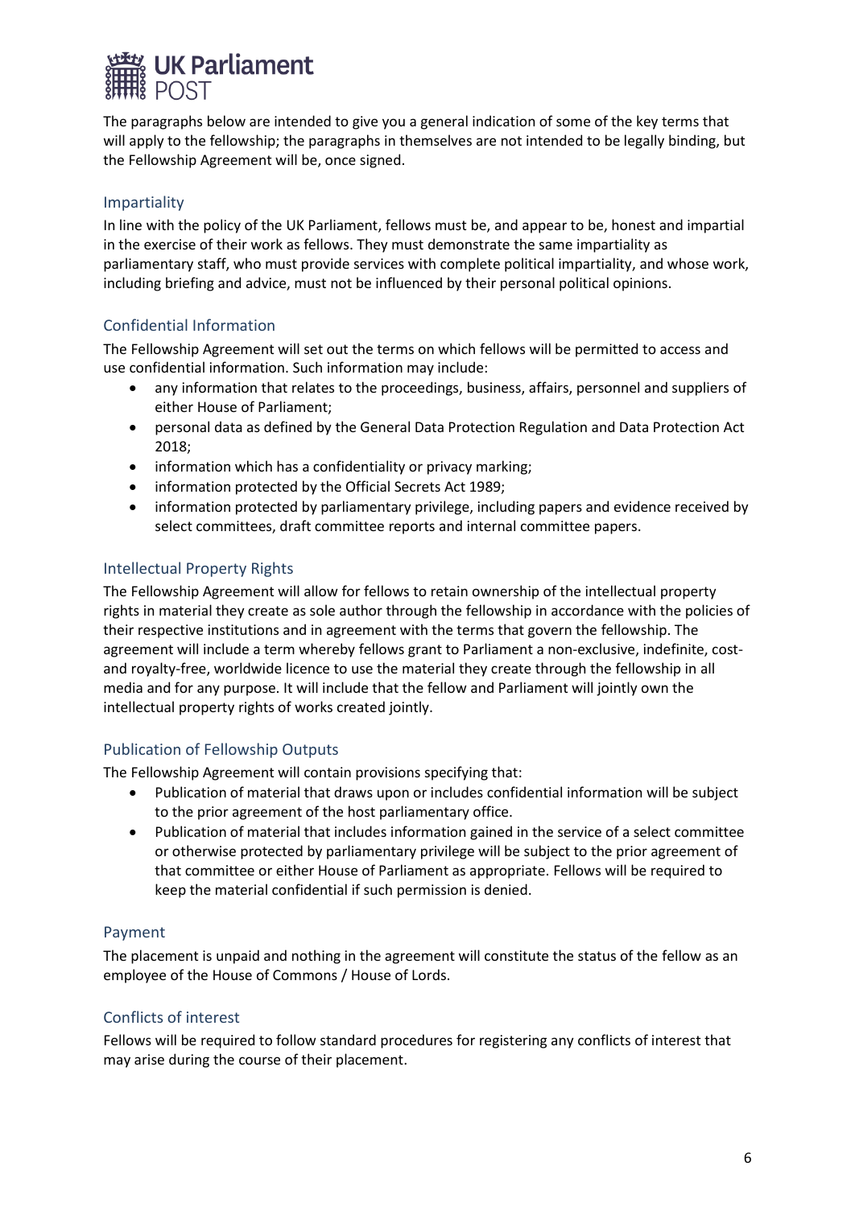The paragraphs below are intended to give you a general indication of some of the key terms that will apply to the fellowship; the paragraphs in themselves are not intended to be legally binding, but the Fellowship Agreement will be, once signed.

## Impartiality

In line with the policy of the UK Parliament, fellows must be, and appear to be, honest and impartial in the exercise of their work as fellows. They must demonstrate the same impartiality as parliamentary staff, who must provide services with complete political impartiality, and whose work, including briefing and advice, must not be influenced by their personal political opinions.

## Confidential Information

The Fellowship Agreement will set out the terms on which fellows will be permitted to access and use confidential information. Such information may include:

- any information that relates to the proceedings, business, affairs, personnel and suppliers of either House of Parliament;
- personal data as defined by the General Data Protection Regulation and Data Protection Act 2018;
- information which has a confidentiality or privacy marking;
- information protected by the Official Secrets Act 1989;
- information protected by parliamentary privilege, including papers and evidence received by select committees, draft committee reports and internal committee papers.

## Intellectual Property Rights

The Fellowship Agreement will allow for fellows to retain ownership of the intellectual property rights in material they create as sole author through the fellowship in accordance with the policies of their respective institutions and in agreement with the terms that govern the fellowship. The agreement will include a term whereby fellows grant to Parliament a non-exclusive, indefinite, cost- and royalty-free, worldwide licence to use the material they create through the fellowship in all media and for any purpose. It will include that the fellow and Parliament will jointly own the intellectual property rights of works created jointly.

## Publication of Fellowship Outputs

The Fellowship Agreement will contain provisions specifying that:

- Publication of material that draws upon or includes confidential information will be subject to the prior agreement of the host parliamentary office.
- Publication of material that includes information gained in the service of a select committee or otherwise protected by parliamentary privilege will be subject to the prior agreement of that committee or either House of Parliament as appropriate. Fellows will be required to keep the material confidential if such permission is denied.

## Payment

The placement is unpaid and nothing in the agreement will constitute the status of the fellow as an employee of the House of Commons / House of Lords.

## Conflicts of interest

Fellows will be required to follow standard procedures for registering any conflicts of interest that may arise during the course of their placement.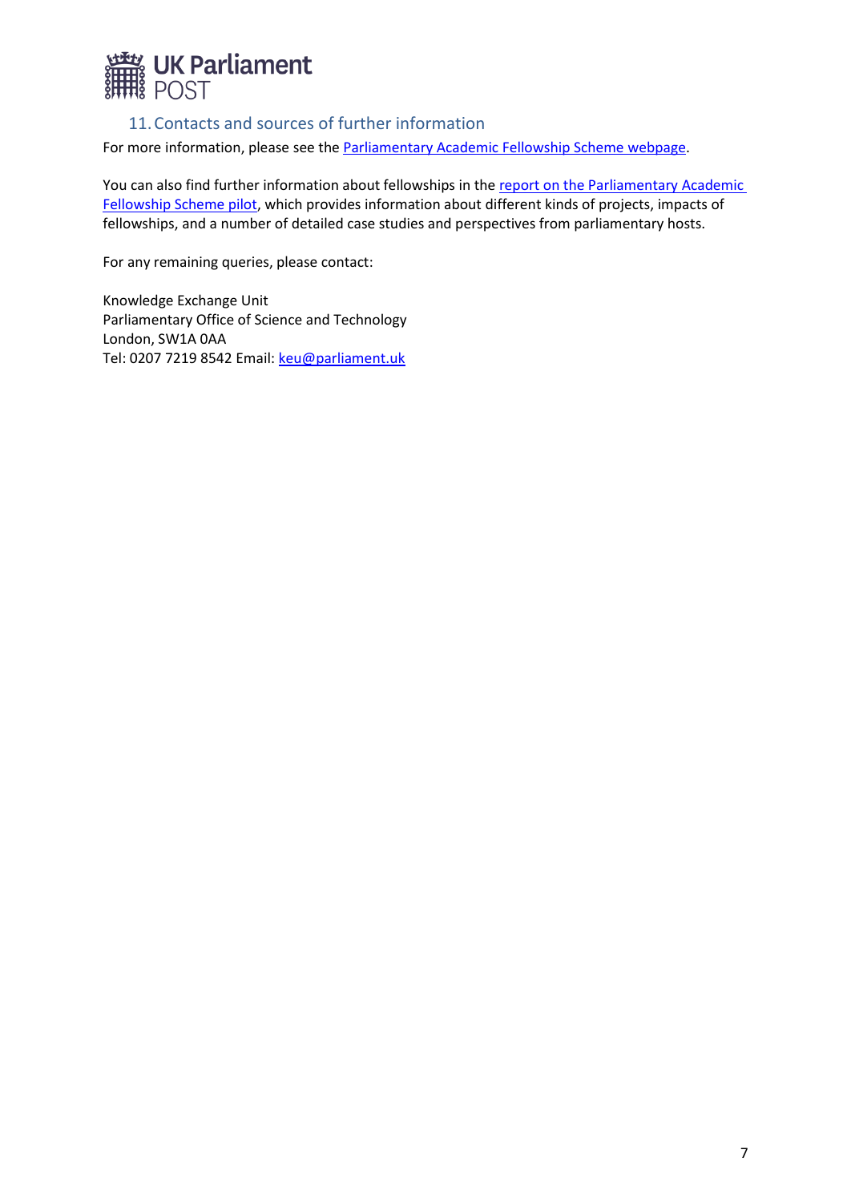## 11. Contacts and sources of further information

For more information, please see the Parliamentary Academic Fellowship Scheme webpage.

You can also find further information about fellowships in the report on the Parliamentary Academic Fellowship Scheme pilot, which provides information about different kinds of projects, impacts of fellowships, and a number of detailed case studies and perspectives from parliamentary hosts.

For any remaining queries, please contact:

Knowledge Exchange Unit
Parliamentary Office of Science and Technology
London, SW1A 0AA
Tel: 0207 7219 8542 Email: keu@parliament.uk